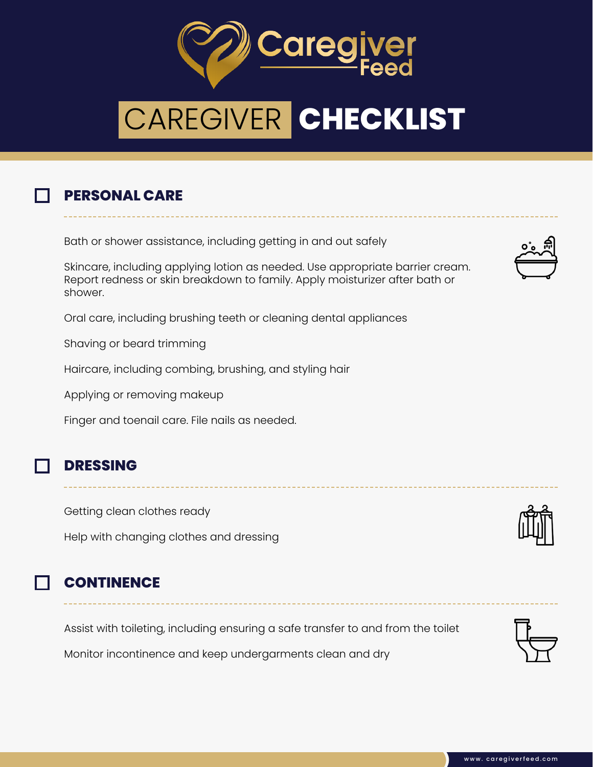# Caregiver Feed

# CAREGIVER CHECKLIST

## ☐ PERSONAL CARE

Bath or shower assistance, including getting in and out safely

Skincare, including applying lotion as needed. Use appropriate barrier cream. Report redness or skin breakdown to family. Apply moisturizer after bath or shower.

Oral care, including brushing teeth or cleaning dental appliances

Shaving or beard trimming

Haircare, including combing, brushing, and styling hair

Applying or removing makeup

Finger and toenail care. File nails as needed.

## ☐ DRESSING

Getting clean clothes ready

Help with changing clothes and dressing

## ☐ CONTINENCE

Assist with toileting, including ensuring a safe transfer to and from the toilet

Monitor incontinence and keep undergarments clean and dry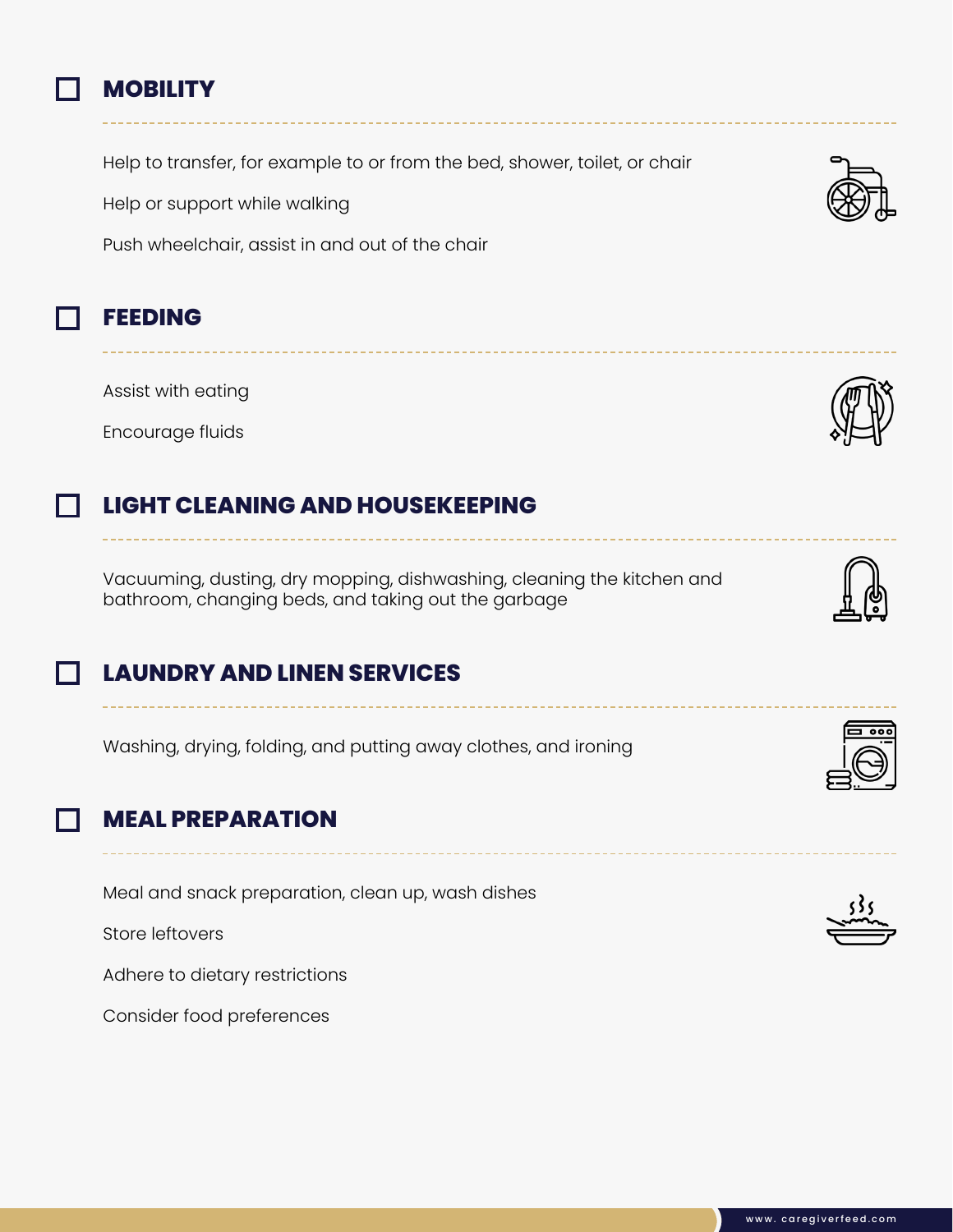## ☐ MOBILITY

Help to transfer, for example to or from the bed, shower, toilet, or chair

Help or support while walking

Push wheelchair, assist in and out of the chair

## ☐ FEEDING

Assist with eating

Encourage fluids

## ☐ LIGHT CLEANING AND HOUSEKEEPING

Vacuuming, dusting, dry mopping, dishwashing, cleaning the kitchen and bathroom, changing beds, and taking out the garbage

## ☐ LAUNDRY AND LINEN SERVICES

Washing, drying, folding, and putting away clothes, and ironing

## ☐ MEAL PREPARATION

Meal and snack preparation, clean up, wash dishes

Store leftovers

Adhere to dietary restrictions

Consider food preferences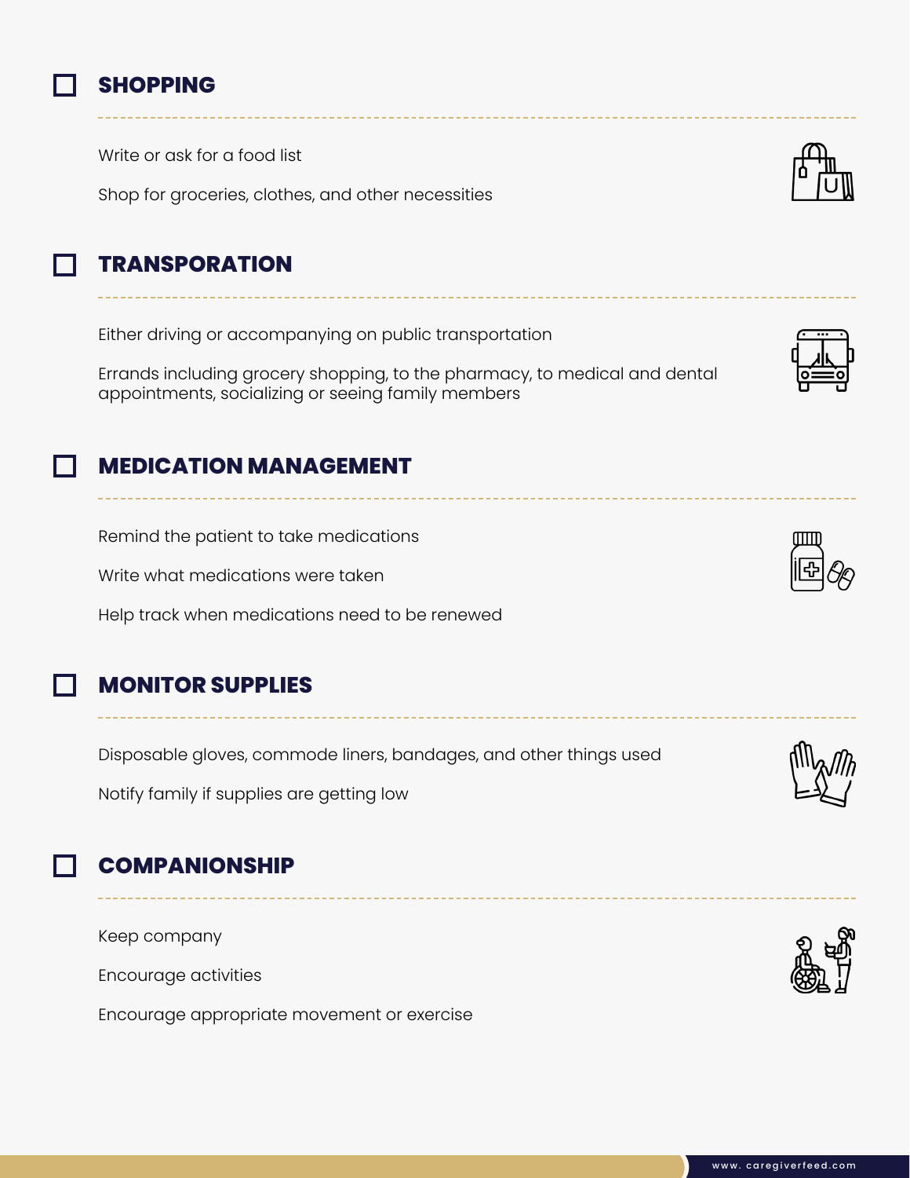## ☐ SHOPPING

Write or ask for a food list

Shop for groceries, clothes, and other necessities

## ☐ TRANSPORATION

Either driving or accompanying on public transportation

Errands including grocery shopping, to the pharmacy, to medical and dental appointments, socializing or seeing family members

## ☐ MEDICATION MANAGEMENT

Remind the patient to take medications

Write what medications were taken

Help track when medications need to be renewed

## ☐ MONITOR SUPPLIES

Disposable gloves, commode liners, bandages, and other things used

Notify family if supplies are getting low

## ☐ COMPANIONSHIP

Keep company

Encourage activities

Encourage appropriate movement or exercise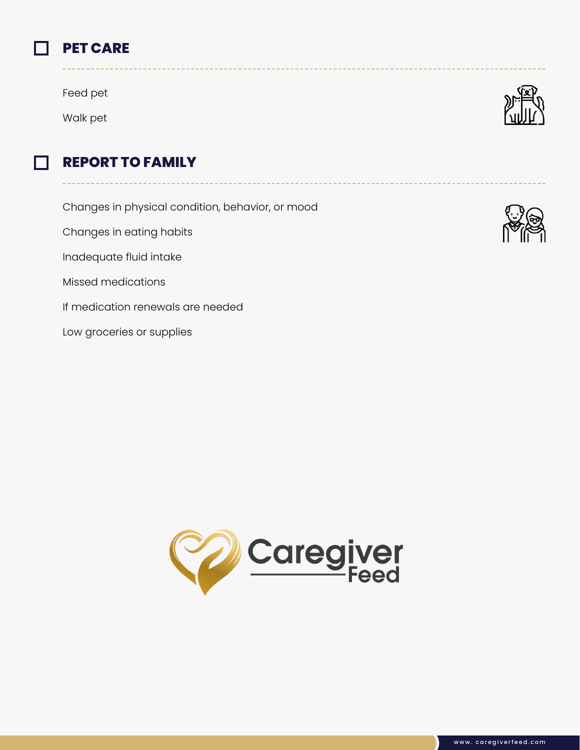## ☐ PET CARE

Feed pet

Walk pet

## ☐ REPORT TO FAMILY

Changes in physical condition, behavior, or mood

Changes in eating habits

Inadequate fluid intake

Missed medications

If medication renewals are needed

Low groceries or supplies

Caregiver Feed

www. caregiverfeed.com